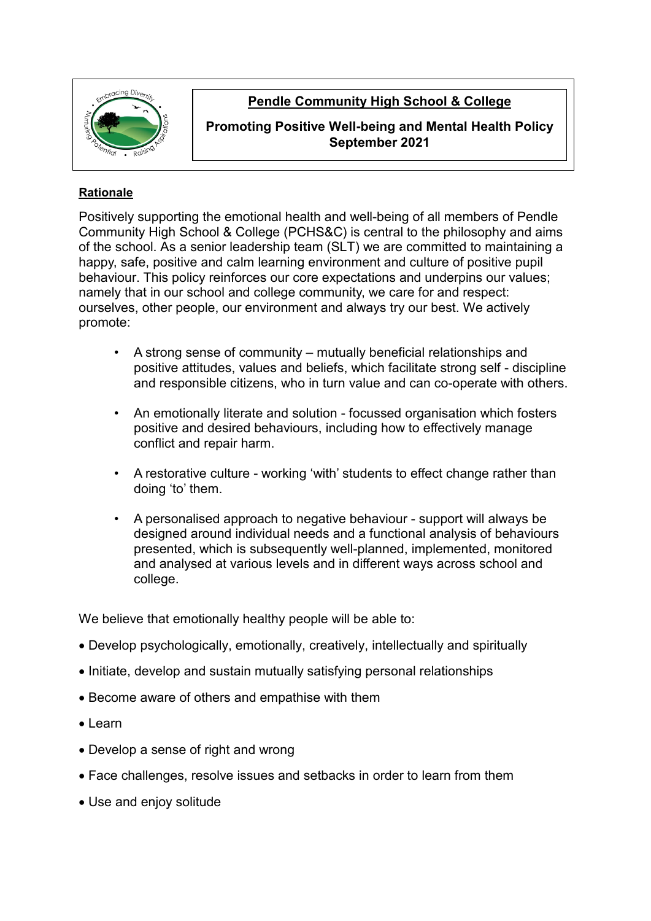# Pendle Community High School & College

## Promoting Positive Well-being and Mental Health Policy September 2021

### Rationale

Positively supporting the emotional health and well-being of all members of Pendle Community High School & College (PCHS&C) is central to the philosophy and aims of the school. As a senior leadership team (SLT) we are committed to maintaining a happy, safe, positive and calm learning environment and culture of positive pupil behaviour. This policy reinforces our core expectations and underpins our values; namely that in our school and college community, we care for and respect: ourselves, other people, our environment and always try our best. We actively promote:

- A strong sense of community – mutually beneficial relationships and positive attitudes, values and beliefs, which facilitate strong self - discipline and responsible citizens, who in turn value and can co-operate with others.
- An emotionally literate and solution - focussed organisation which fosters positive and desired behaviours, including how to effectively manage conflict and repair harm.
- A restorative culture - working 'with' students to effect change rather than doing 'to' them.
- A personalised approach to negative behaviour - support will always be designed around individual needs and a functional analysis of behaviours presented, which is subsequently well-planned, implemented, monitored and analysed at various levels and in different ways across school and college.

We believe that emotionally healthy people will be able to:

- Develop psychologically, emotionally, creatively, intellectually and spiritually
- Initiate, develop and sustain mutually satisfying personal relationships
- Become aware of others and empathise with them
- Learn
- Develop a sense of right and wrong
- Face challenges, resolve issues and setbacks in order to learn from them
- Use and enjoy solitude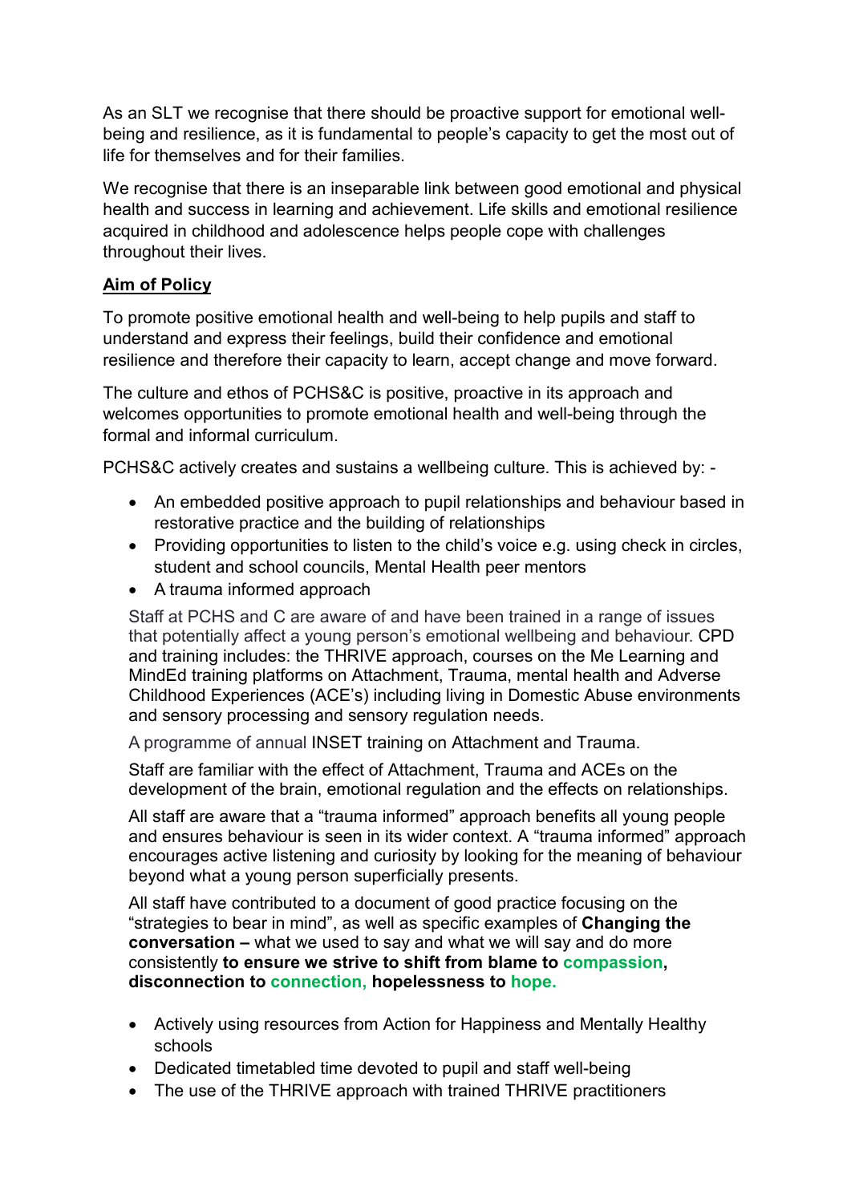As an SLT we recognise that there should be proactive support for emotional well-being and resilience, as it is fundamental to people's capacity to get the most out of life for themselves and for their families.

We recognise that there is an inseparable link between good emotional and physical health and success in learning and achievement. Life skills and emotional resilience acquired in childhood and adolescence helps people cope with challenges throughout their lives.

## Aim of Policy

To promote positive emotional health and well-being to help pupils and staff to understand and express their feelings, build their confidence and emotional resilience and therefore their capacity to learn, accept change and move forward.

The culture and ethos of PCHS&C is positive, proactive in its approach and welcomes opportunities to promote emotional health and well-being through the formal and informal curriculum.

PCHS&C actively creates and sustains a wellbeing culture. This is achieved by: -

- An embedded positive approach to pupil relationships and behaviour based in restorative practice and the building of relationships
- Providing opportunities to listen to the child's voice e.g. using check in circles, student and school councils, Mental Health peer mentors
- A trauma informed approach

  Staff at PCHS and C are aware of and have been trained in a range of issues that potentially affect a young person's emotional wellbeing and behaviour. CPD and training includes: the THRIVE approach, courses on the Me Learning and MindEd training platforms on Attachment, Trauma, mental health and Adverse Childhood Experiences (ACE's) including living in Domestic Abuse environments and sensory processing and sensory regulation needs.

  A programme of annual INSET training on Attachment and Trauma.

  Staff are familiar with the effect of Attachment, Trauma and ACEs on the development of the brain, emotional regulation and the effects on relationships.

  All staff are aware that a "trauma informed" approach benefits all young people and ensures behaviour is seen in its wider context. A "trauma informed" approach encourages active listening and curiosity by looking for the meaning of behaviour beyond what a young person superficially presents.

  All staff have contributed to a document of good practice focusing on the "strategies to bear in mind", as well as specific examples of **Changing the conversation –** what we used to say and what we will say and do more consistently **to ensure we strive to shift from blame to compassion, disconnection to connection, hopelessness to hope.**

- Actively using resources from Action for Happiness and Mentally Healthy schools
- Dedicated timetabled time devoted to pupil and staff well-being
- The use of the THRIVE approach with trained THRIVE practitioners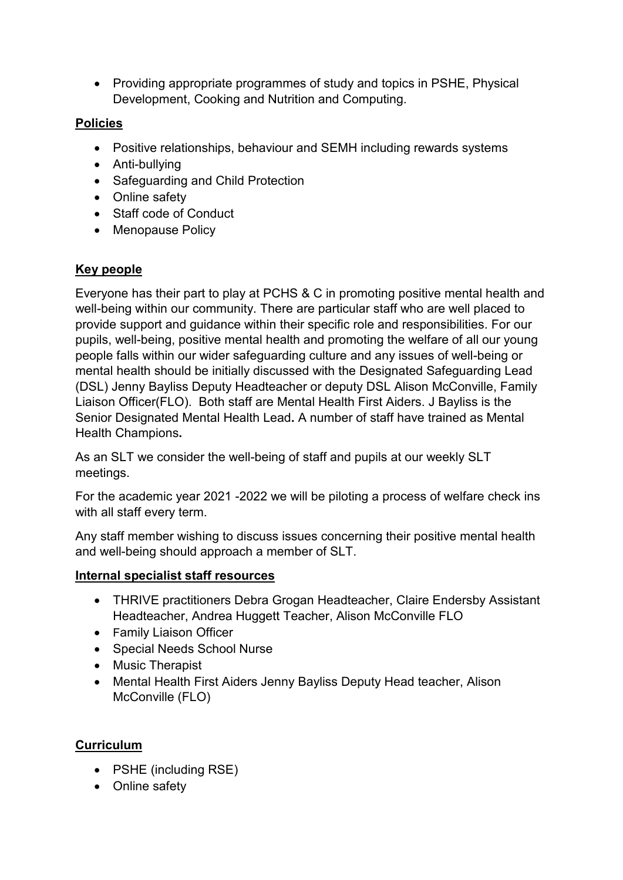- Providing appropriate programmes of study and topics in PSHE, Physical Development, Cooking and Nutrition and Computing.

**Policies**

- Positive relationships, behaviour and SEMH including rewards systems
- Anti-bullying
- Safeguarding and Child Protection
- Online safety
- Staff code of Conduct
- Menopause Policy

**Key people**

Everyone has their part to play at PCHS & C in promoting positive mental health and well-being within our community. There are particular staff who are well placed to provide support and guidance within their specific role and responsibilities. For our pupils, well-being, positive mental health and promoting the welfare of all our young people falls within our wider safeguarding culture and any issues of well-being or mental health should be initially discussed with the Designated Safeguarding Lead (DSL) Jenny Bayliss Deputy Headteacher or deputy DSL Alison McConville, Family Liaison Officer(FLO). Both staff are Mental Health First Aiders. J Bayliss is the Senior Designated Mental Health Lead**.** A number of staff have trained as Mental Health Champions**.**

As an SLT we consider the well-being of staff and pupils at our weekly SLT meetings.

For the academic year 2021 -2022 we will be piloting a process of welfare check ins with all staff every term.

Any staff member wishing to discuss issues concerning their positive mental health and well-being should approach a member of SLT.

**Internal specialist staff resources**

- THRIVE practitioners Debra Grogan Headteacher, Claire Endersby Assistant Headteacher, Andrea Huggett Teacher, Alison McConville FLO
- Family Liaison Officer
- Special Needs School Nurse
- Music Therapist
- Mental Health First Aiders Jenny Bayliss Deputy Head teacher, Alison McConville (FLO)

**Curriculum**

- PSHE (including RSE)
- Online safety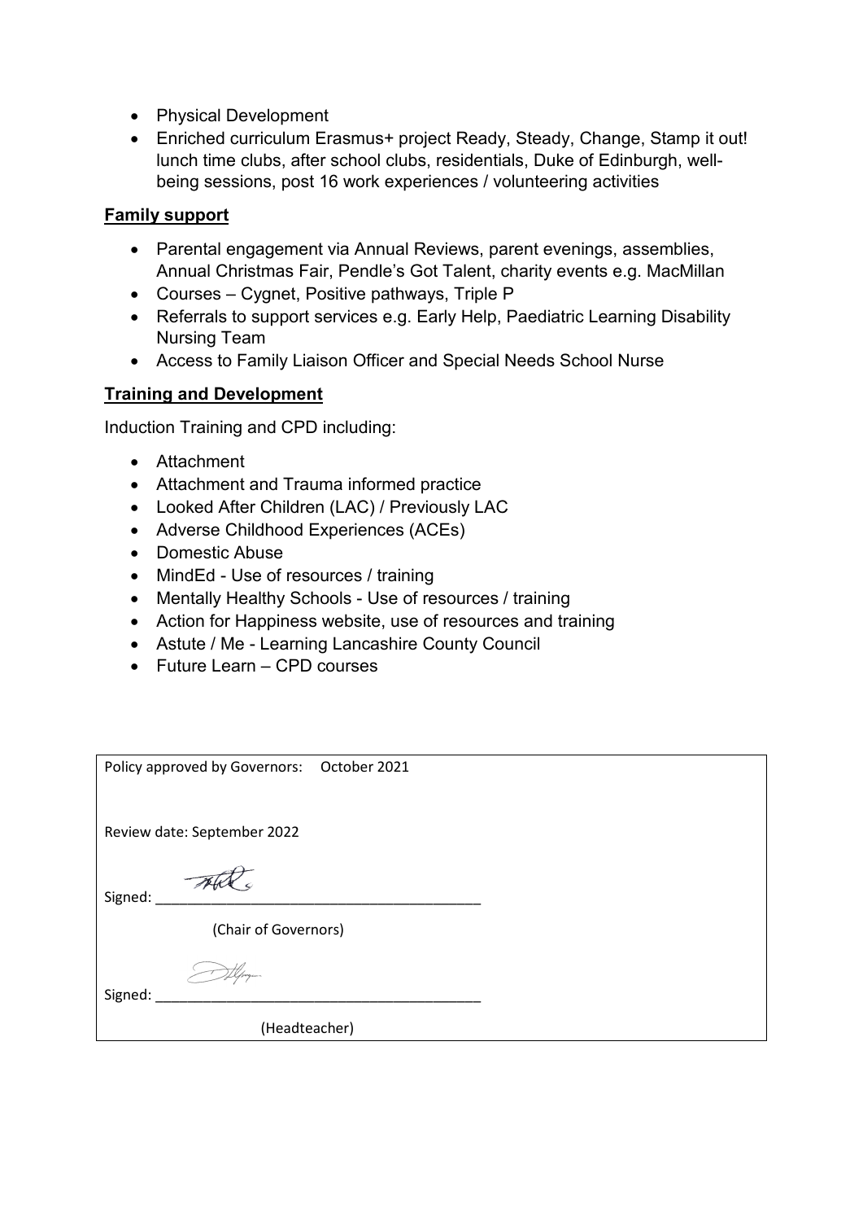- Physical Development
- Enriched curriculum Erasmus+ project Ready, Steady, Change, Stamp it out! lunch time clubs, after school clubs, residentials, Duke of Edinburgh, well-being sessions, post 16 work experiences / volunteering activities

**Family support**

- Parental engagement via Annual Reviews, parent evenings, assemblies, Annual Christmas Fair, Pendle's Got Talent, charity events e.g. MacMillan
- Courses – Cygnet, Positive pathways, Triple P
- Referrals to support services e.g. Early Help, Paediatric Learning Disability Nursing Team
- Access to Family Liaison Officer and Special Needs School Nurse

**Training and Development**

Induction Training and CPD including:

- Attachment
- Attachment and Trauma informed practice
- Looked After Children (LAC) / Previously LAC
- Adverse Childhood Experiences (ACEs)
- Domestic Abuse
- MindEd - Use of resources / training
- Mentally Healthy Schools - Use of resources / training
- Action for Happiness website, use of resources and training
- Astute / Me - Learning Lancashire County Council
- Future Learn – CPD courses

Policy approved by Governors: October 2021

Review date: September 2022

Signed: ________________________________________

(Chair of Governors)

Signed: ________________________________________

(Headteacher)